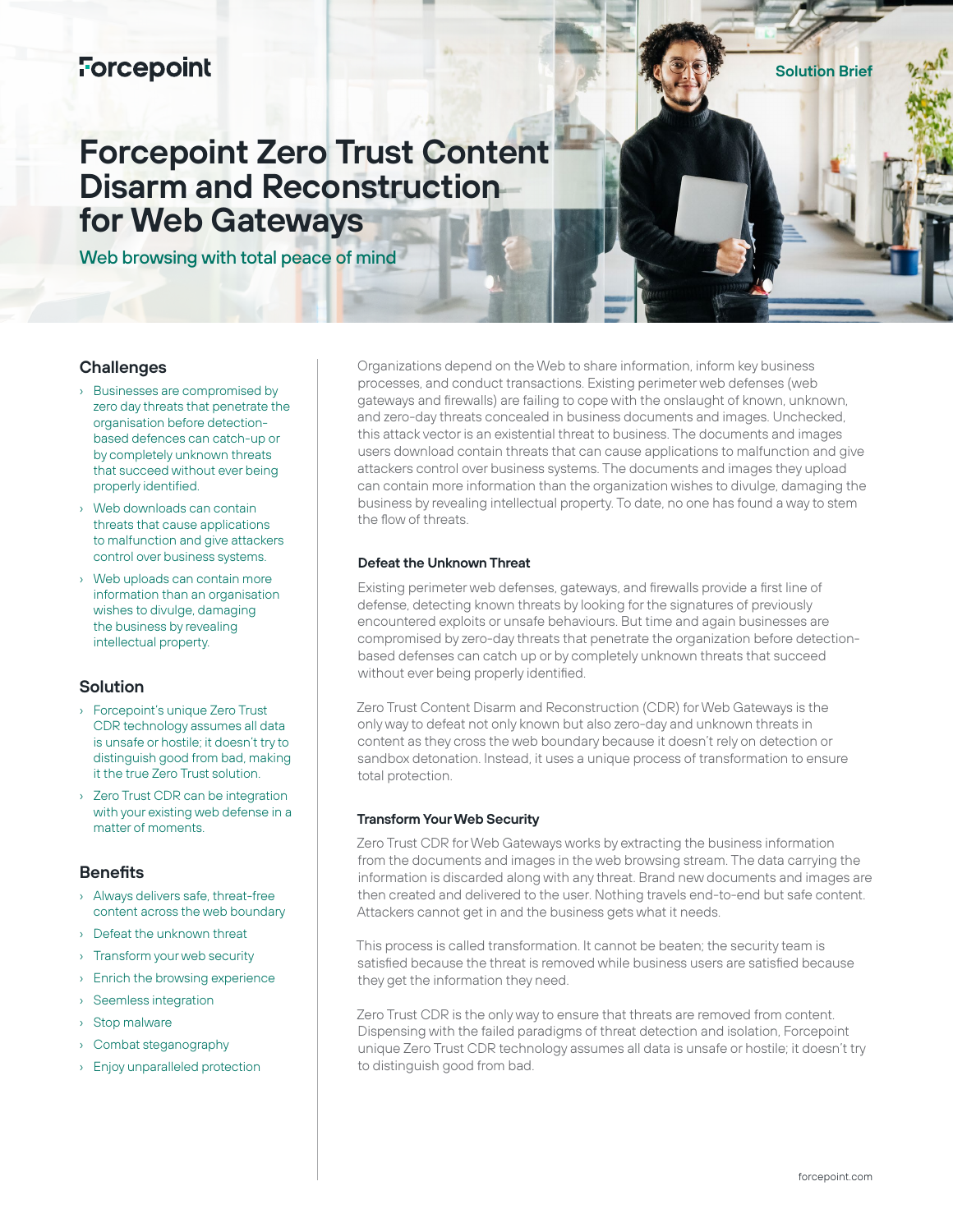Forcepoint

Solution Brief

# Forcepoint Zero Trust Content Disarm and Reconstruction for Web Gateways

## Web browsing with total peace of mind

### Challenges

- Businesses are compromised by zero day threats that penetrate the organisation before detection-based defences can catch-up or by completely unknown threats that succeed without ever being properly identified.
- Web downloads can contain threats that cause applications to malfunction and give attackers control over business systems.
- Web uploads can contain more information than an organisation wishes to divulge, damaging the business by revealing intellectual property.

### Solution

- Forcepoint's unique Zero Trust CDR technology assumes all data is unsafe or hostile; it doesn't try to distinguish good from bad, making it the true Zero Trust solution.
- Zero Trust CDR can be integration with your existing web defense in a matter of moments.

### Benefits

- Always delivers safe, threat-free content across the web boundary
- Defeat the unknown threat
- Transform your web security
- Enrich the browsing experience
- Seemless integration
- Stop malware
- Combat steganography
- Enjoy unparalleled protection

Organizations depend on the Web to share information, inform key business processes, and conduct transactions. Existing perimeter web defenses (web gateways and firewalls) are failing to cope with the onslaught of known, unknown, and zero-day threats concealed in business documents and images. Unchecked, this attack vector is an existential threat to business. The documents and images users download contain threats that can cause applications to malfunction and give attackers control over business systems. The documents and images they upload can contain more information than the organization wishes to divulge, damaging the business by revealing intellectual property. To date, no one has found a way to stem the flow of threats.

#### Defeat the Unknown Threat

Existing perimeter web defenses, gateways, and firewalls provide a first line of defense, detecting known threats by looking for the signatures of previously encountered exploits or unsafe behaviours. But time and again businesses are compromised by zero-day threats that penetrate the organization before detection-based defenses can catch up or by completely unknown threats that succeed without ever being properly identified.

Zero Trust Content Disarm and Reconstruction (CDR) for Web Gateways is the only way to defeat not only known but also zero-day and unknown threats in content as they cross the web boundary because it doesn't rely on detection or sandbox detonation. Instead, it uses a unique process of transformation to ensure total protection.

#### Transform Your Web Security

Zero Trust CDR for Web Gateways works by extracting the business information from the documents and images in the web browsing stream. The data carrying the information is discarded along with any threat. Brand new documents and images are then created and delivered to the user. Nothing travels end-to-end but safe content. Attackers cannot get in and the business gets what it needs.

This process is called transformation. It cannot be beaten; the security team is satisfied because the threat is removed while business users are satisfied because they get the information they need.

Zero Trust CDR is the only way to ensure that threats are removed from content. Dispensing with the failed paradigms of threat detection and isolation, Forcepoint unique Zero Trust CDR technology assumes all data is unsafe or hostile; it doesn't try to distinguish good from bad.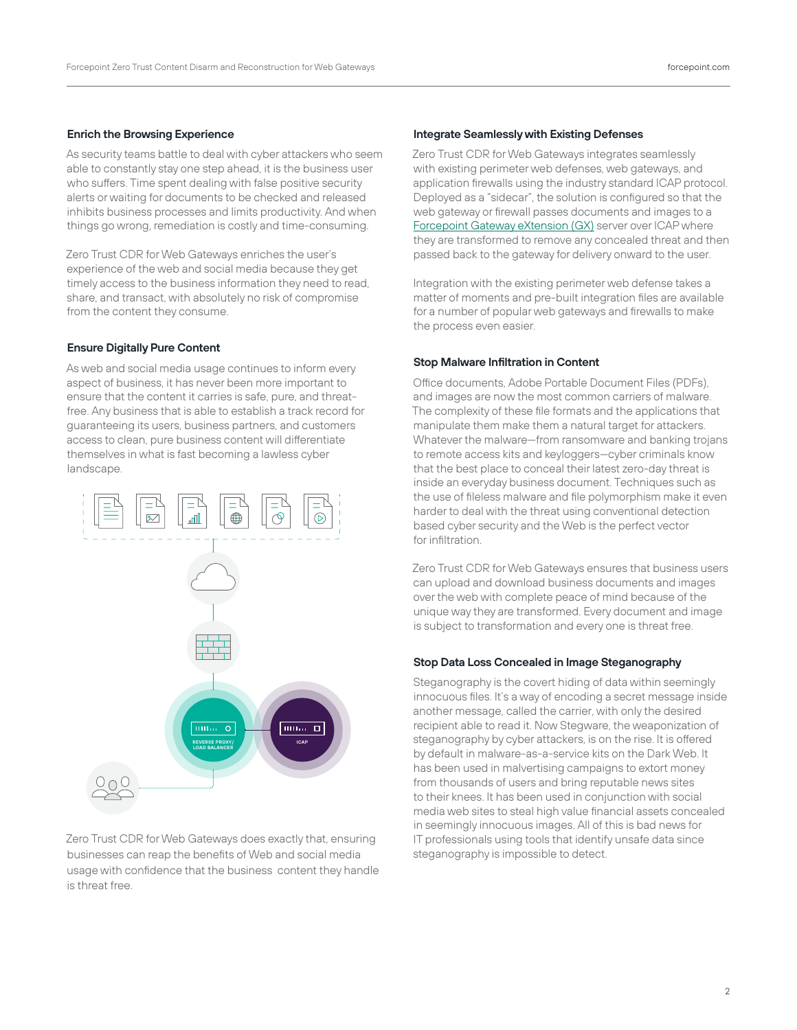### Enrich the Browsing Experience

As security teams battle to deal with cyber attackers who seem able to constantly stay one step ahead, it is the business user who suffers. Time spent dealing with false positive security alerts or waiting for documents to be checked and released inhibits business processes and limits productivity. And when things go wrong, remediation is costly and time-consuming.

Zero Trust CDR for Web Gateways enriches the user's experience of the web and social media because they get timely access to the business information they need to read, share, and transact, with absolutely no risk of compromise from the content they consume.

### Ensure Digitally Pure Content

As web and social media usage continues to inform every aspect of business, it has never been more important to ensure that the content it carries is safe, pure, and threat-free. Any business that is able to establish a track record for guaranteeing its users, business partners, and customers access to clean, pure business content will differentiate themselves in what is fast becoming a lawless cyber landscape.

REVERSE PROXY/ LOAD BALANCER

ICAP

Zero Trust CDR for Web Gateways does exactly that, ensuring businesses can reap the benefits of Web and social media usage with confidence that the business content they handle is threat free.

### Integrate Seamlessly with Existing Defenses

Zero Trust CDR for Web Gateways integrates seamlessly with existing perimeter web defenses, web gateways, and application firewalls using the industry standard ICAP protocol. Deployed as a "sidecar", the solution is configured so that the web gateway or firewall passes documents and images to a Forcepoint Gateway eXtension (GX) server over ICAP where they are transformed to remove any concealed threat and then passed back to the gateway for delivery onward to the user.

Integration with the existing perimeter web defense takes a matter of moments and pre-built integration files are available for a number of popular web gateways and firewalls to make the process even easier.

### Stop Malware Infiltration in Content

Office documents, Adobe Portable Document Files (PDFs), and images are now the most common carriers of malware. The complexity of these file formats and the applications that manipulate them make them a natural target for attackers. Whatever the malware—from ransomware and banking trojans to remote access kits and keyloggers—cyber criminals know that the best place to conceal their latest zero-day threat is inside an everyday business document. Techniques such as the use of fileless malware and file polymorphism make it even harder to deal with the threat using conventional detection based cyber security and the Web is the perfect vector for infiltration.

Zero Trust CDR for Web Gateways ensures that business users can upload and download business documents and images over the web with complete peace of mind because of the unique way they are transformed. Every document and image is subject to transformation and every one is threat free.

### Stop Data Loss Concealed in Image Steganography

Steganography is the covert hiding of data within seemingly innocuous files. It's a way of encoding a secret message inside another message, called the carrier, with only the desired recipient able to read it. Now Stegware, the weaponization of steganography by cyber attackers, is on the rise. It is offered by default in malware-as-a-service kits on the Dark Web. It has been used in malvertising campaigns to extort money from thousands of users and bring reputable news sites to their knees. It has been used in conjunction with social media web sites to steal high value financial assets concealed in seemingly innocuous images. All of this is bad news for IT professionals using tools that identify unsafe data since steganography is impossible to detect.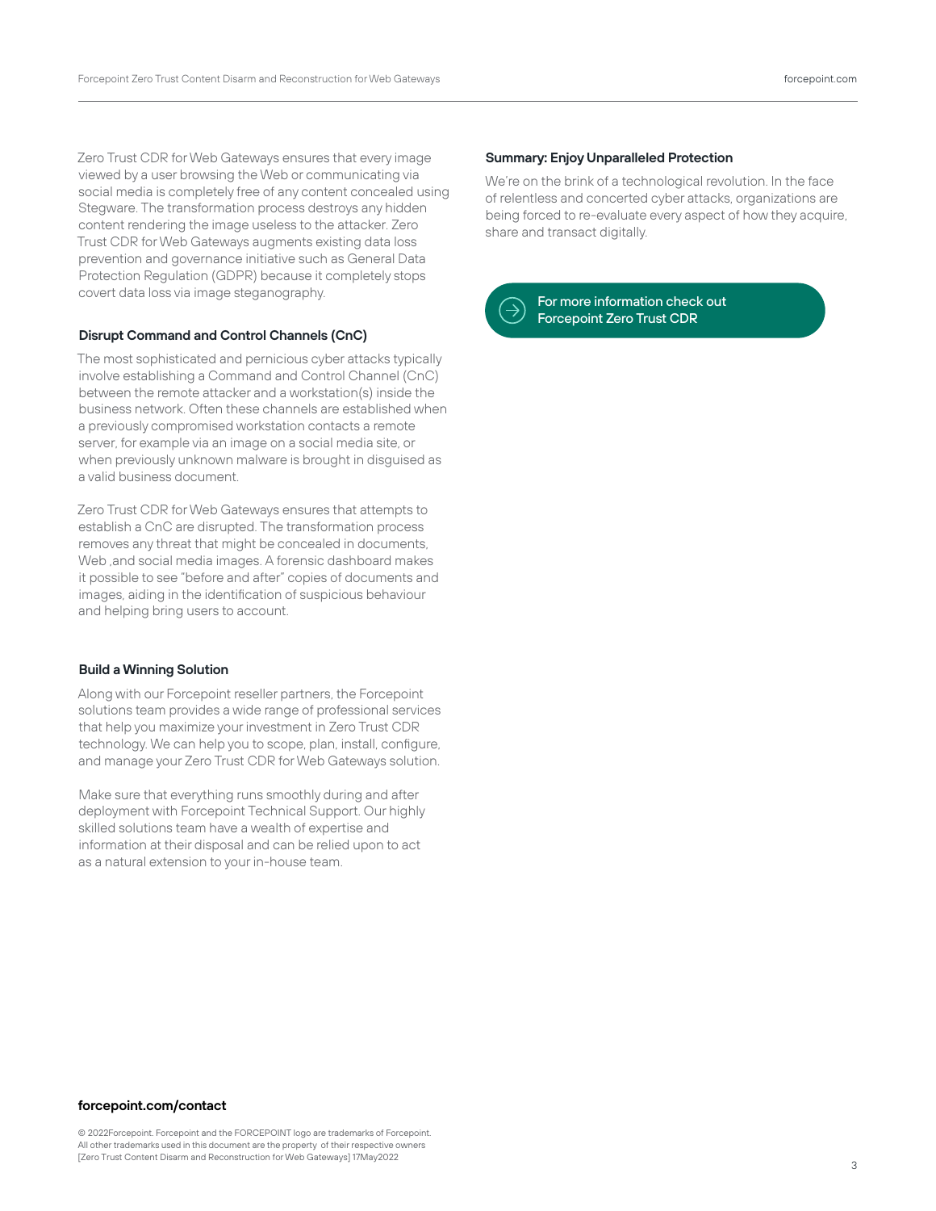Zero Trust CDR for Web Gateways ensures that every image viewed by a user browsing the Web or communicating via social media is completely free of any content concealed using Stegware. The transformation process destroys any hidden content rendering the image useless to the attacker. Zero Trust CDR for Web Gateways augments existing data loss prevention and governance initiative such as General Data Protection Regulation (GDPR) because it completely stops covert data loss via image steganography.

### Disrupt Command and Control Channels (CnC)

The most sophisticated and pernicious cyber attacks typically involve establishing a Command and Control Channel (CnC) between the remote attacker and a workstation(s) inside the business network. Often these channels are established when a previously compromised workstation contacts a remote server, for example via an image on a social media site, or when previously unknown malware is brought in disguised as a valid business document.

Zero Trust CDR for Web Gateways ensures that attempts to establish a CnC are disrupted. The transformation process removes any threat that might be concealed in documents, Web ,and social media images. A forensic dashboard makes it possible to see "before and after" copies of documents and images, aiding in the identification of suspicious behaviour and helping bring users to account.

### Build a Winning Solution

Along with our Forcepoint reseller partners, the Forcepoint solutions team provides a wide range of professional services that help you maximize your investment in Zero Trust CDR technology. We can help you to scope, plan, install, configure, and manage your Zero Trust CDR for Web Gateways solution.

Make sure that everything runs smoothly during and after deployment with Forcepoint Technical Support. Our highly skilled solutions team have a wealth of expertise and information at their disposal and can be relied upon to act as a natural extension to your in-house team.

### Summary: Enjoy Unparalleled Protection

We're on the brink of a technological revolution. In the face of relentless and concerted cyber attacks, organizations are being forced to re-evaluate every aspect of how they acquire, share and transact digitally.

For more information check out Forcepoint Zero Trust CDR

**forcepoint.com/contact**

© 2022Forcepoint. Forcepoint and the FORCEPOINT logo are trademarks of Forcepoint. All other trademarks used in this document are the property of their respective owners [Zero Trust Content Disarm and Reconstruction for Web Gateways] 17May2022